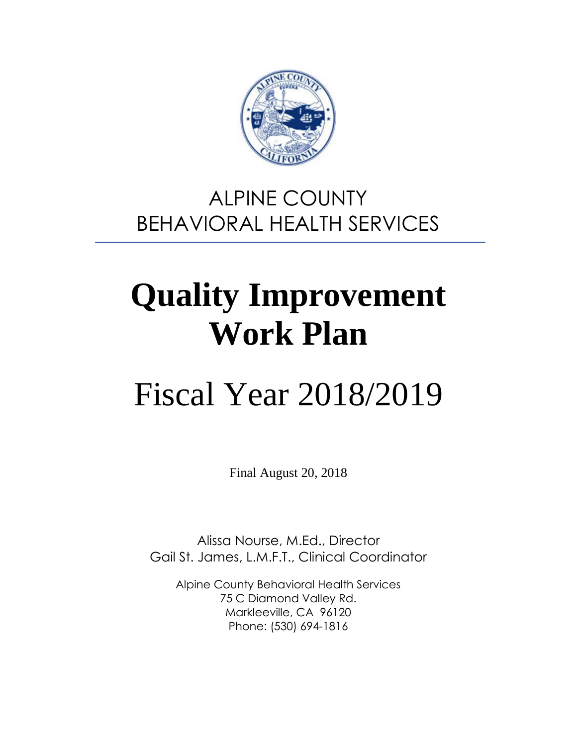ALPINE COUNTY
BEHAVIORAL HEALTH SERVICES

# Quality Improvement Work Plan

# Fiscal Year 2018/2019

Final August 20, 2018

Alissa Nourse, M.Ed., Director
Gail St. James, L.M.F.T., Clinical Coordinator

Alpine County Behavioral Health Services
75 C Diamond Valley Rd.
Markleeville, CA 96120
Phone: (530) 694-1816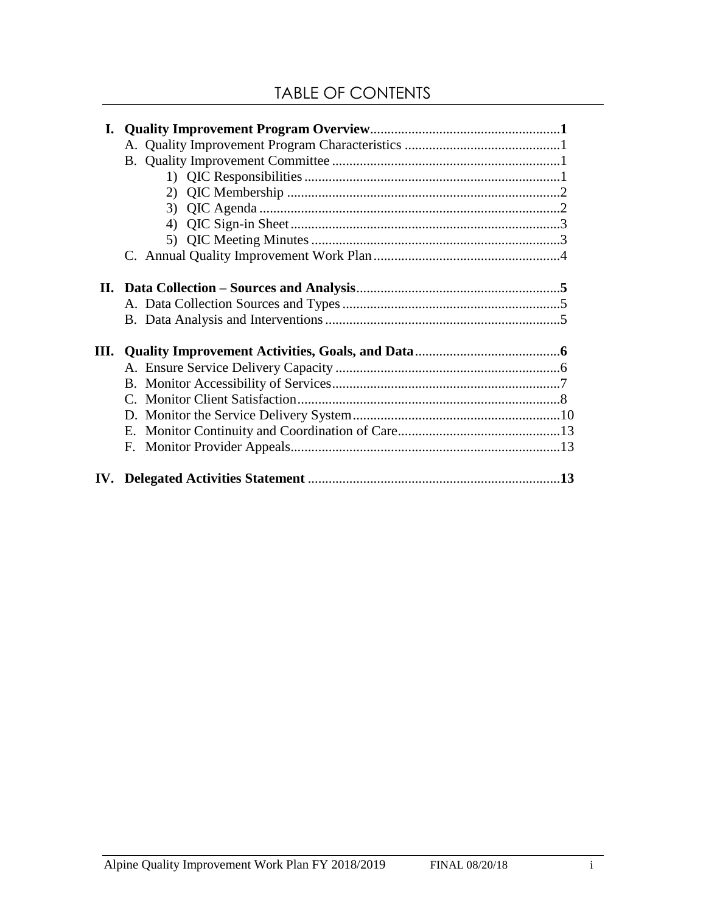# TABLE OF CONTENTS

**I. Quality Improvement Program Overview**......................................................**1**

- A. Quality Improvement Program Characteristics ............................................1
- B. Quality Improvement Committee .................................................................1
  - 1) QIC Responsibilities ..........................................................................1
  - 2) QIC Membership ...............................................................................2
  - 3) QIC Agenda .......................................................................................2
  - 4) QIC Sign-in Sheet..............................................................................3
  - 5) QIC Meeting Minutes ........................................................................3
- C. Annual Quality Improvement Work Plan......................................................4

**II. Data Collection – Sources and Analysis**..........................................................**5**

- A. Data Collection Sources and Types ...............................................................5
- B. Data Analysis and Interventions ....................................................................5

**III. Quality Improvement Activities, Goals, and Data**.........................................**6**

- A. Ensure Service Delivery Capacity ................................................................6
- B. Monitor Accessibility of Services.................................................................7
- C. Monitor Client Satisfaction............................................................................8
- D. Monitor the Service Delivery System...........................................................10
- E. Monitor Continuity and Coordination of Care...............................................13
- F. Monitor Provider Appeals..............................................................................13

**IV. Delegated Activities Statement** ........................................................................**13**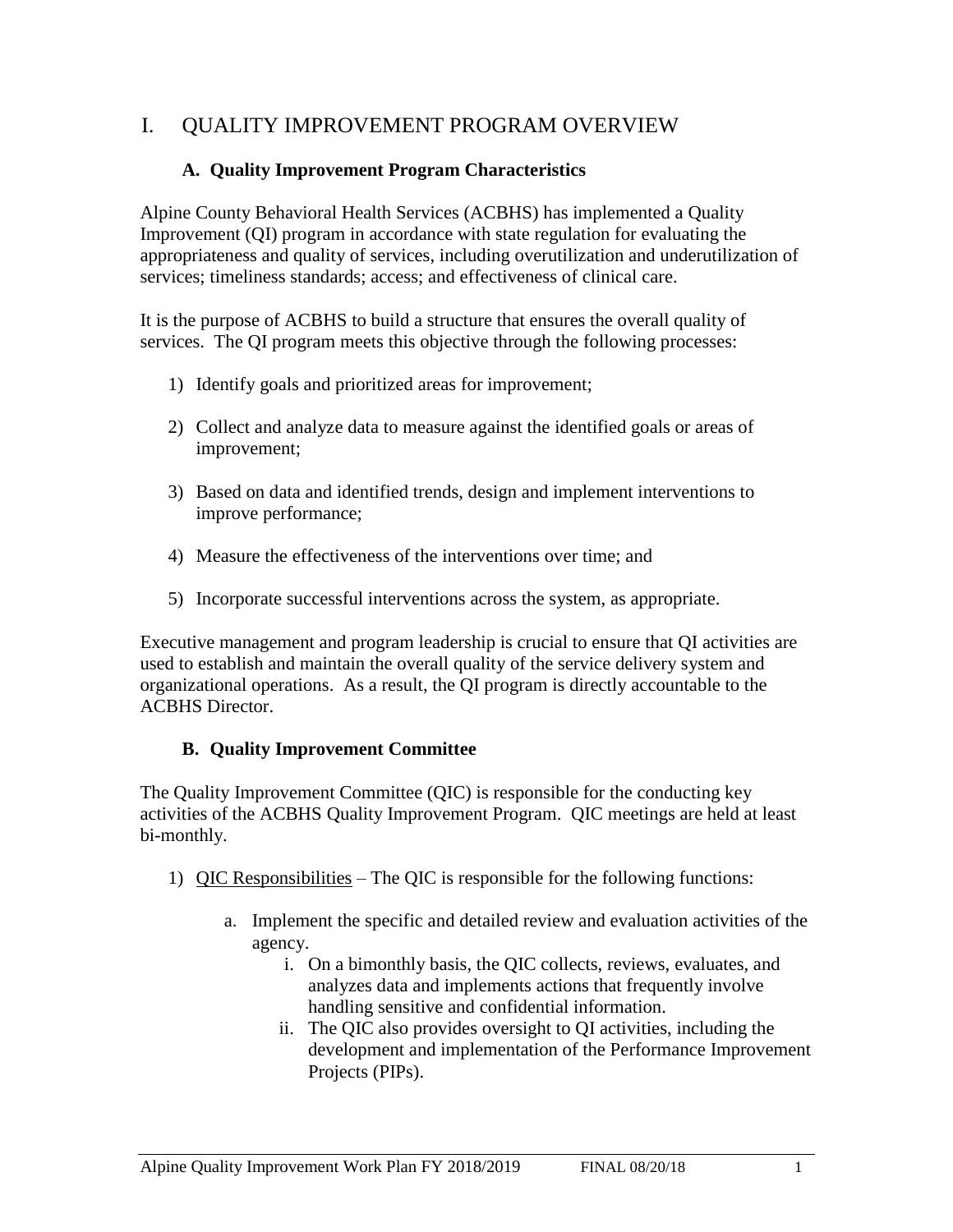# I. QUALITY IMPROVEMENT PROGRAM OVERVIEW

## A. Quality Improvement Program Characteristics

Alpine County Behavioral Health Services (ACBHS) has implemented a Quality Improvement (QI) program in accordance with state regulation for evaluating the appropriateness and quality of services, including overutilization and underutilization of services; timeliness standards; access; and effectiveness of clinical care.

It is the purpose of ACBHS to build a structure that ensures the overall quality of services. The QI program meets this objective through the following processes:

1) Identify goals and prioritized areas for improvement;

2) Collect and analyze data to measure against the identified goals or areas of improvement;

3) Based on data and identified trends, design and implement interventions to improve performance;

4) Measure the effectiveness of the interventions over time; and

5) Incorporate successful interventions across the system, as appropriate.

Executive management and program leadership is crucial to ensure that QI activities are used to establish and maintain the overall quality of the service delivery system and organizational operations. As a result, the QI program is directly accountable to the ACBHS Director.

## B. Quality Improvement Committee

The Quality Improvement Committee (QIC) is responsible for the conducting key activities of the ACBHS Quality Improvement Program. QIC meetings are held at least bi-monthly.

1) <u>QIC Responsibilities</u> – The QIC is responsible for the following functions:

   a. Implement the specific and detailed review and evaluation activities of the agency.

      i. On a bimonthly basis, the QIC collects, reviews, evaluates, and analyzes data and implements actions that frequently involve handling sensitive and confidential information.

      ii. The QIC also provides oversight to QI activities, including the development and implementation of the Performance Improvement Projects (PIPs).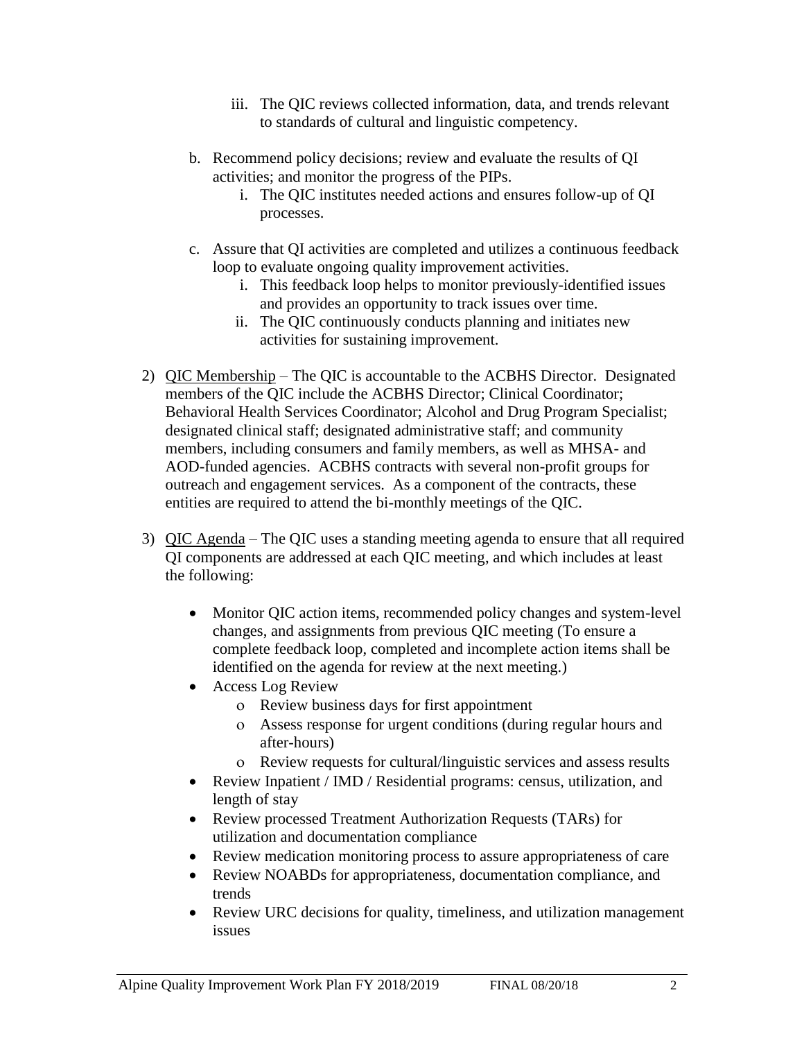iii. The QIC reviews collected information, data, and trends relevant to standards of cultural and linguistic competency.

   b. Recommend policy decisions; review and evaluate the results of QI activities; and monitor the progress of the PIPs.
        i. The QIC institutes needed actions and ensures follow-up of QI processes.

   c. Assure that QI activities are completed and utilizes a continuous feedback loop to evaluate ongoing quality improvement activities.
        i. This feedback loop helps to monitor previously-identified issues and provides an opportunity to track issues over time.
        ii. The QIC continuously conducts planning and initiates new activities for sustaining improvement.

2) <u>QIC Membership</u> – The QIC is accountable to the ACBHS Director. Designated members of the QIC include the ACBHS Director; Clinical Coordinator; Behavioral Health Services Coordinator; Alcohol and Drug Program Specialist; designated clinical staff; designated administrative staff; and community members, including consumers and family members, as well as MHSA- and AOD-funded agencies. ACBHS contracts with several non-profit groups for outreach and engagement services. As a component of the contracts, these entities are required to attend the bi-monthly meetings of the QIC.

3) <u>QIC Agenda</u> – The QIC uses a standing meeting agenda to ensure that all required QI components are addressed at each QIC meeting, and which includes at least the following:

   - Monitor QIC action items, recommended policy changes and system-level changes, and assignments from previous QIC meeting (To ensure a complete feedback loop, completed and incomplete action items shall be identified on the agenda for review at the next meeting.)
   - Access Log Review
     - Review business days for first appointment
     - Assess response for urgent conditions (during regular hours and after-hours)
     - Review requests for cultural/linguistic services and assess results
   - Review Inpatient / IMD / Residential programs: census, utilization, and length of stay
   - Review processed Treatment Authorization Requests (TARs) for utilization and documentation compliance
   - Review medication monitoring process to assure appropriateness of care
   - Review NOABDs for appropriateness, documentation compliance, and trends
   - Review URC decisions for quality, timeliness, and utilization management issues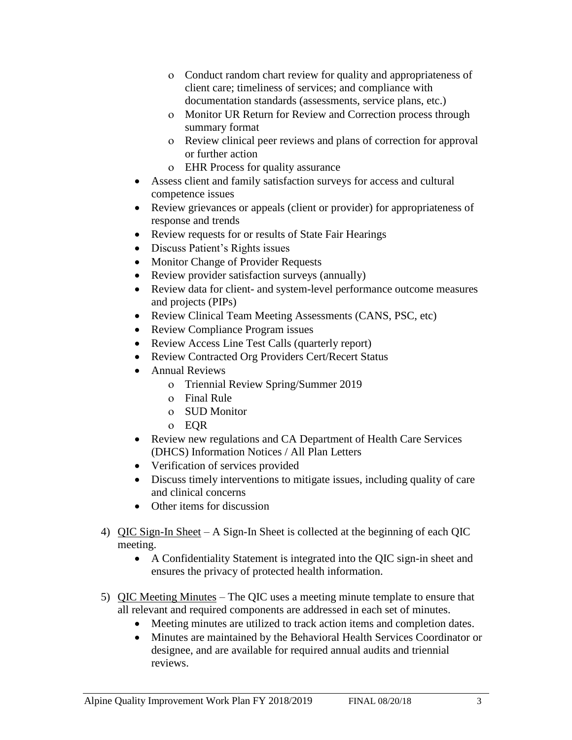- Conduct random chart review for quality and appropriateness of client care; timeliness of services; and compliance with documentation standards (assessments, service plans, etc.)
    - Monitor UR Return for Review and Correction process through summary format
    - Review clinical peer reviews and plans of correction for approval or further action
    - EHR Process for quality assurance
  - Assess client and family satisfaction surveys for access and cultural competence issues
  - Review grievances or appeals (client or provider) for appropriateness of response and trends
  - Review requests for or results of State Fair Hearings
  - Discuss Patient's Rights issues
  - Monitor Change of Provider Requests
  - Review provider satisfaction surveys (annually)
  - Review data for client- and system-level performance outcome measures and projects (PIPs)
  - Review Clinical Team Meeting Assessments (CANS, PSC, etc)
  - Review Compliance Program issues
  - Review Access Line Test Calls (quarterly report)
  - Review Contracted Org Providers Cert/Recert Status
  - Annual Reviews
    - Triennial Review Spring/Summer 2019
    - Final Rule
    - SUD Monitor
    - EQR
  - Review new regulations and CA Department of Health Care Services (DHCS) Information Notices / All Plan Letters
  - Verification of services provided
  - Discuss timely interventions to mitigate issues, including quality of care and clinical concerns
  - Other items for discussion

4) <u>QIC Sign-In Sheet</u> – A Sign-In Sheet is collected at the beginning of each QIC meeting.
   - A Confidentiality Statement is integrated into the QIC sign-in sheet and ensures the privacy of protected health information.

5) <u>QIC Meeting Minutes</u> – The QIC uses a meeting minute template to ensure that all relevant and required components are addressed in each set of minutes.
   - Meeting minutes are utilized to track action items and completion dates.
   - Minutes are maintained by the Behavioral Health Services Coordinator or designee, and are available for required annual audits and triennial reviews.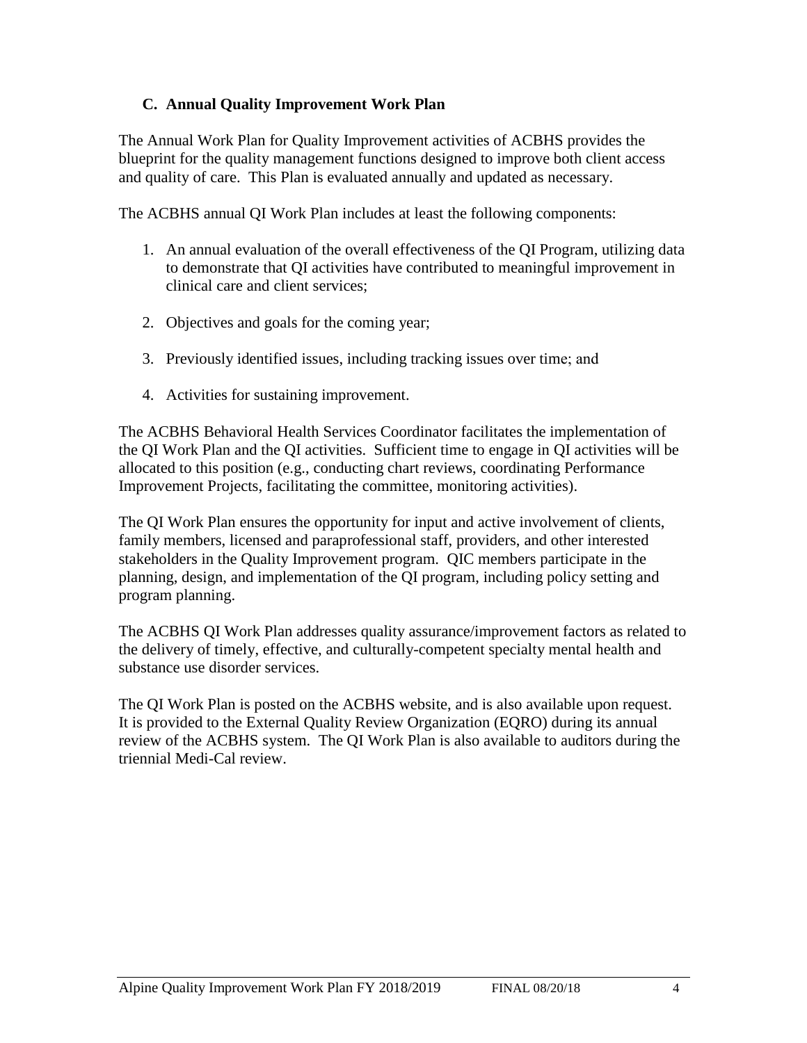### C. Annual Quality Improvement Work Plan

The Annual Work Plan for Quality Improvement activities of ACBHS provides the blueprint for the quality management functions designed to improve both client access and quality of care. This Plan is evaluated annually and updated as necessary.

The ACBHS annual QI Work Plan includes at least the following components:

1. An annual evaluation of the overall effectiveness of the QI Program, utilizing data to demonstrate that QI activities have contributed to meaningful improvement in clinical care and client services;

2. Objectives and goals for the coming year;

3. Previously identified issues, including tracking issues over time; and

4. Activities for sustaining improvement.

The ACBHS Behavioral Health Services Coordinator facilitates the implementation of the QI Work Plan and the QI activities. Sufficient time to engage in QI activities will be allocated to this position (e.g., conducting chart reviews, coordinating Performance Improvement Projects, facilitating the committee, monitoring activities).

The QI Work Plan ensures the opportunity for input and active involvement of clients, family members, licensed and paraprofessional staff, providers, and other interested stakeholders in the Quality Improvement program. QIC members participate in the planning, design, and implementation of the QI program, including policy setting and program planning.

The ACBHS QI Work Plan addresses quality assurance/improvement factors as related to the delivery of timely, effective, and culturally-competent specialty mental health and substance use disorder services.

The QI Work Plan is posted on the ACBHS website, and is also available upon request. It is provided to the External Quality Review Organization (EQRO) during its annual review of the ACBHS system. The QI Work Plan is also available to auditors during the triennial Medi-Cal review.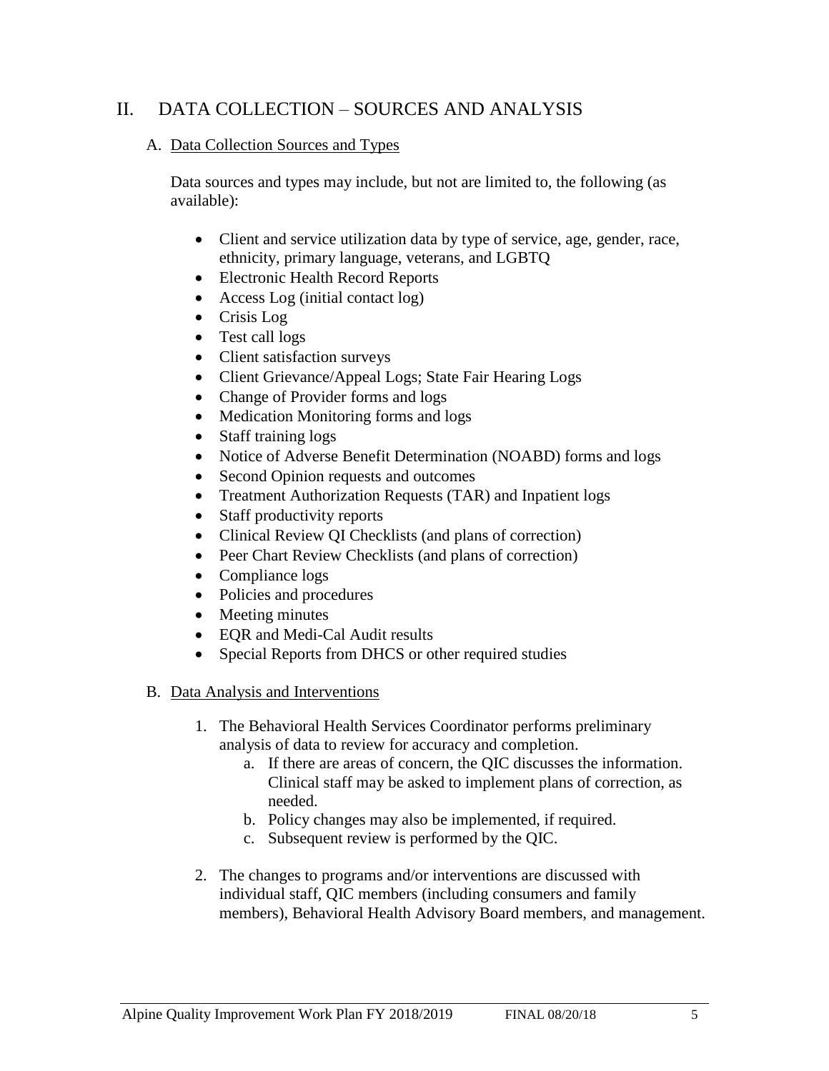## II. DATA COLLECTION – SOURCES AND ANALYSIS

### A. Data Collection Sources and Types

Data sources and types may include, but not are limited to, the following (as available):

- Client and service utilization data by type of service, age, gender, race, ethnicity, primary language, veterans, and LGBTQ
- Electronic Health Record Reports
- Access Log (initial contact log)
- Crisis Log
- Test call logs
- Client satisfaction surveys
- Client Grievance/Appeal Logs; State Fair Hearing Logs
- Change of Provider forms and logs
- Medication Monitoring forms and logs
- Staff training logs
- Notice of Adverse Benefit Determination (NOABD) forms and logs
- Second Opinion requests and outcomes
- Treatment Authorization Requests (TAR) and Inpatient logs
- Staff productivity reports
- Clinical Review QI Checklists (and plans of correction)
- Peer Chart Review Checklists (and plans of correction)
- Compliance logs
- Policies and procedures
- Meeting minutes
- EQR and Medi-Cal Audit results
- Special Reports from DHCS or other required studies

### B. Data Analysis and Interventions

1. The Behavioral Health Services Coordinator performs preliminary analysis of data to review for accuracy and completion.
   a. If there are areas of concern, the QIC discusses the information. Clinical staff may be asked to implement plans of correction, as needed.
   b. Policy changes may also be implemented, if required.
   c. Subsequent review is performed by the QIC.

2. The changes to programs and/or interventions are discussed with individual staff, QIC members (including consumers and family members), Behavioral Health Advisory Board members, and management.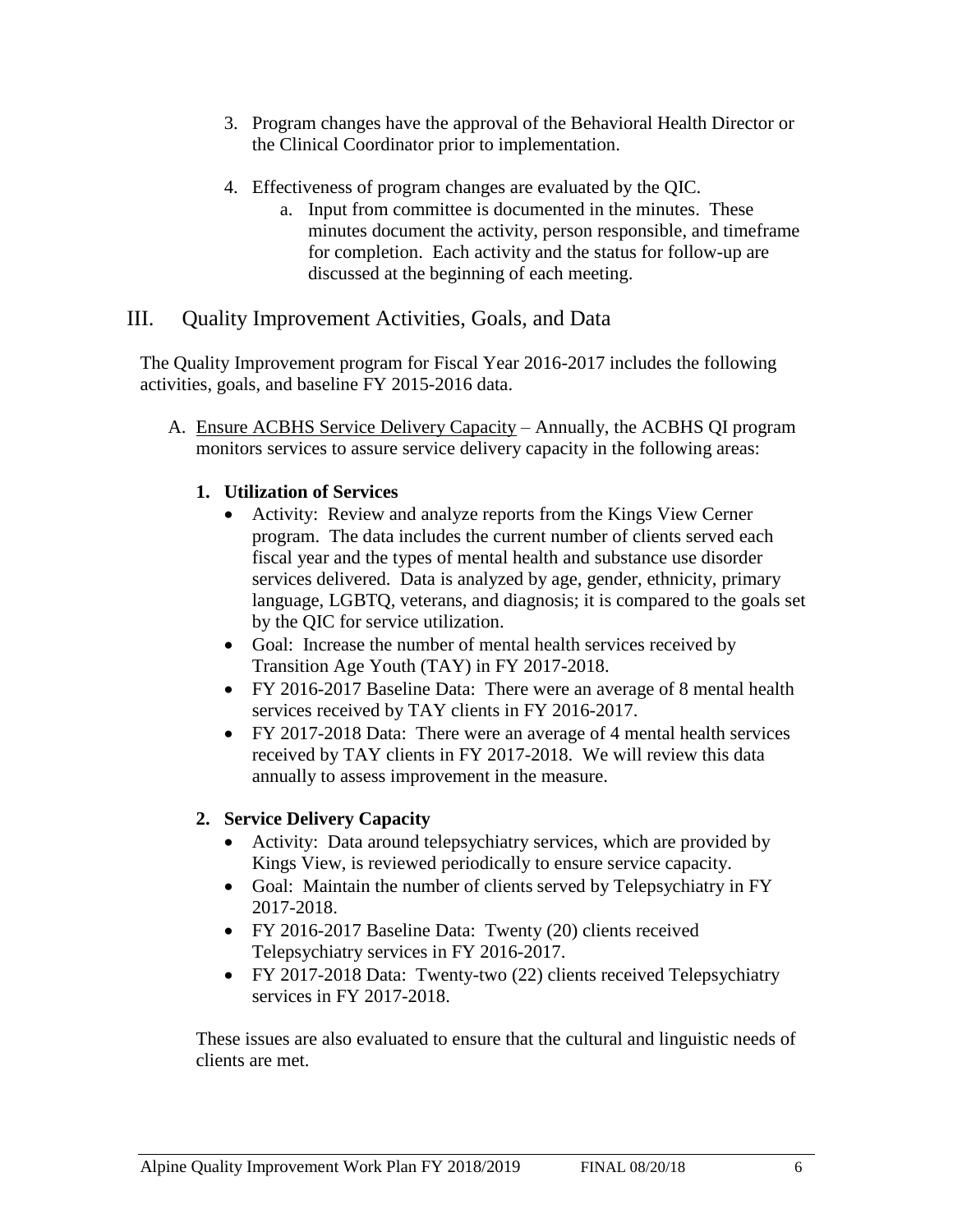3. Program changes have the approval of the Behavioral Health Director or the Clinical Coordinator prior to implementation.

4. Effectiveness of program changes are evaluated by the QIC.
   a. Input from committee is documented in the minutes. These minutes document the activity, person responsible, and timeframe for completion. Each activity and the status for follow-up are discussed at the beginning of each meeting.

## III. Quality Improvement Activities, Goals, and Data

The Quality Improvement program for Fiscal Year 2016-2017 includes the following activities, goals, and baseline FY 2015-2016 data.

A. Ensure ACBHS Service Delivery Capacity – Annually, the ACBHS QI program monitors services to assure service delivery capacity in the following areas:

   **1. Utilization of Services**

   - Activity: Review and analyze reports from the Kings View Cerner program. The data includes the current number of clients served each fiscal year and the types of mental health and substance use disorder services delivered. Data is analyzed by age, gender, ethnicity, primary language, LGBTQ, veterans, and diagnosis; it is compared to the goals set by the QIC for service utilization.
   - Goal: Increase the number of mental health services received by Transition Age Youth (TAY) in FY 2017-2018.
   - FY 2016-2017 Baseline Data: There were an average of 8 mental health services received by TAY clients in FY 2016-2017.
   - FY 2017-2018 Data: There were an average of 4 mental health services received by TAY clients in FY 2017-2018. We will review this data annually to assess improvement in the measure.

   **2. Service Delivery Capacity**

   - Activity: Data around telepsychiatry services, which are provided by Kings View, is reviewed periodically to ensure service capacity.
   - Goal: Maintain the number of clients served by Telepsychiatry in FY 2017-2018.
   - FY 2016-2017 Baseline Data: Twenty (20) clients received Telepsychiatry services in FY 2016-2017.
   - FY 2017-2018 Data: Twenty-two (22) clients received Telepsychiatry services in FY 2017-2018.

   These issues are also evaluated to ensure that the cultural and linguistic needs of clients are met.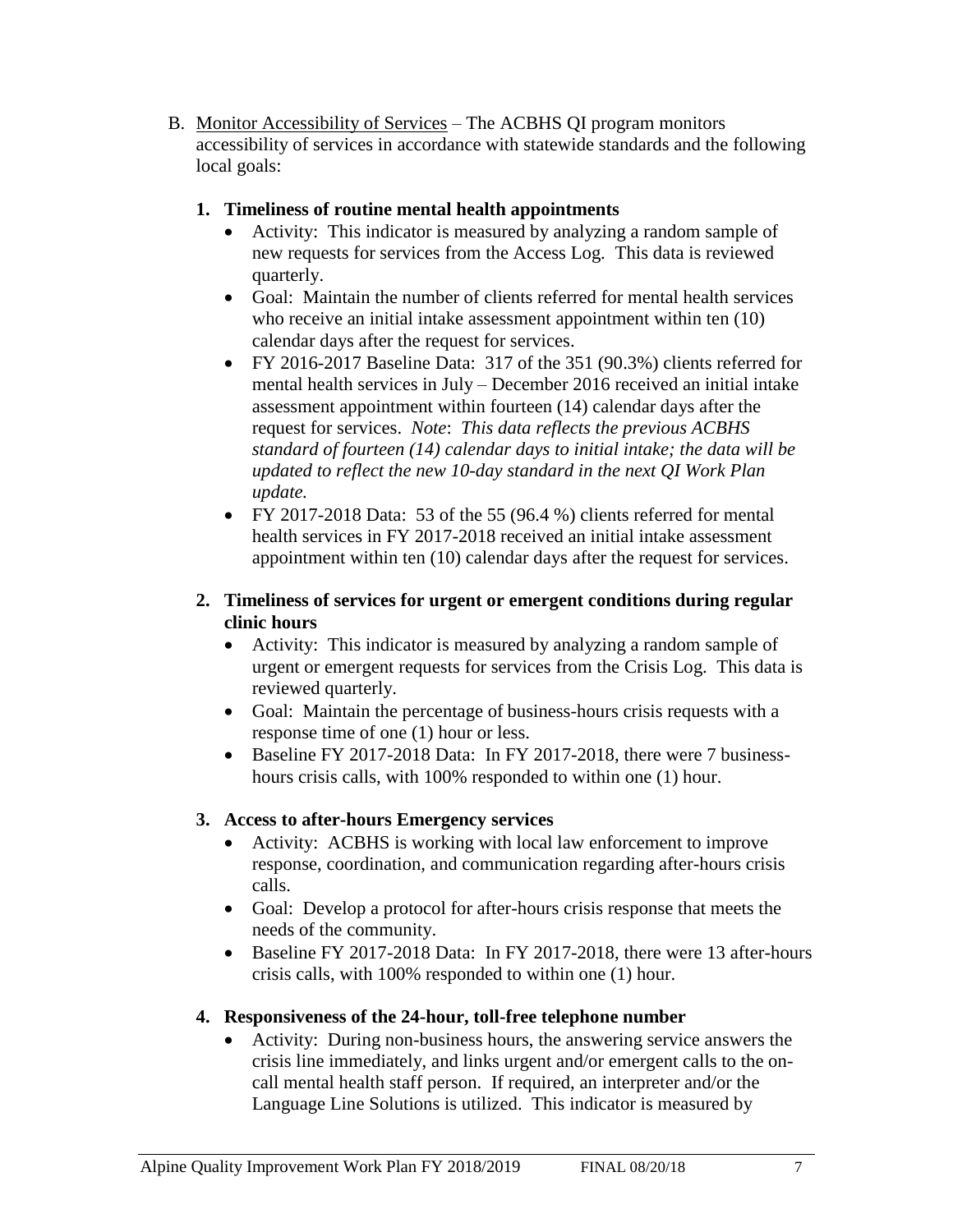B. <u>Monitor Accessibility of Services</u> – The ACBHS QI program monitors accessibility of services in accordance with statewide standards and the following local goals:

1. **Timeliness of routine mental health appointments**
   - Activity: This indicator is measured by analyzing a random sample of new requests for services from the Access Log. This data is reviewed quarterly.
   - Goal: Maintain the number of clients referred for mental health services who receive an initial intake assessment appointment within ten (10) calendar days after the request for services.
   - FY 2016-2017 Baseline Data: 317 of the 351 (90.3%) clients referred for mental health services in July – December 2016 received an initial intake assessment appointment within fourteen (14) calendar days after the request for services. *Note*: *This data reflects the previous ACBHS standard of fourteen (14) calendar days to initial intake; the data will be updated to reflect the new 10-day standard in the next QI Work Plan update.*
   - FY 2017-2018 Data: 53 of the 55 (96.4 %) clients referred for mental health services in FY 2017-2018 received an initial intake assessment appointment within ten (10) calendar days after the request for services.

2. **Timeliness of services for urgent or emergent conditions during regular clinic hours**
   - Activity: This indicator is measured by analyzing a random sample of urgent or emergent requests for services from the Crisis Log. This data is reviewed quarterly.
   - Goal: Maintain the percentage of business-hours crisis requests with a response time of one (1) hour or less.
   - Baseline FY 2017-2018 Data: In FY 2017-2018, there were 7 business-hours crisis calls, with 100% responded to within one (1) hour.

3. **Access to after-hours Emergency services**
   - Activity: ACBHS is working with local law enforcement to improve response, coordination, and communication regarding after-hours crisis calls.
   - Goal: Develop a protocol for after-hours crisis response that meets the needs of the community.
   - Baseline FY 2017-2018 Data: In FY 2017-2018, there were 13 after-hours crisis calls, with 100% responded to within one (1) hour.

4. **Responsiveness of the 24-hour, toll-free telephone number**
   - Activity: During non-business hours, the answering service answers the crisis line immediately, and links urgent and/or emergent calls to the on-call mental health staff person. If required, an interpreter and/or the Language Line Solutions is utilized. This indicator is measured by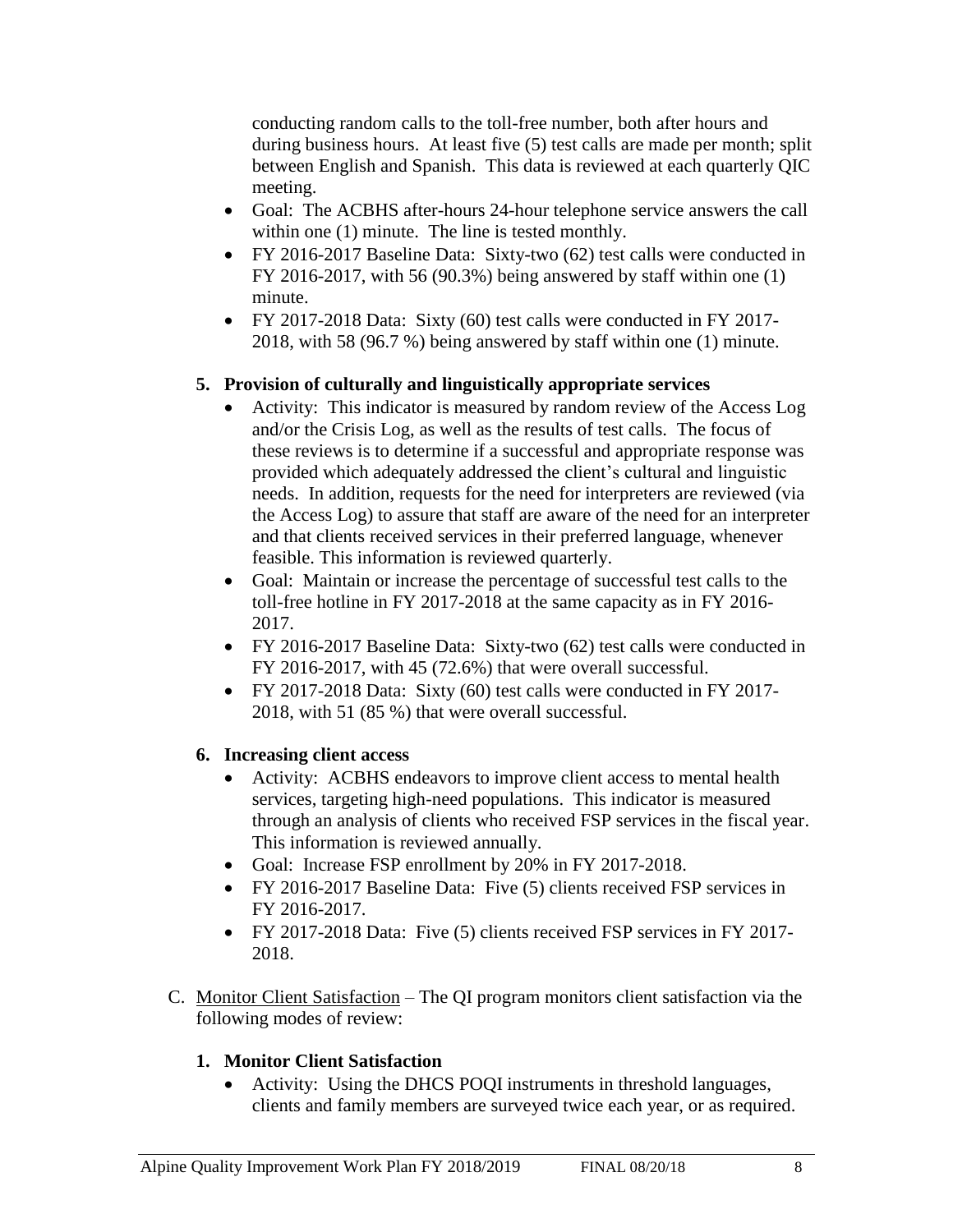conducting random calls to the toll-free number, both after hours and during business hours. At least five (5) test calls are made per month; split between English and Spanish. This data is reviewed at each quarterly QIC meeting.

- Goal: The ACBHS after-hours 24-hour telephone service answers the call within one (1) minute. The line is tested monthly.
- FY 2016-2017 Baseline Data: Sixty-two (62) test calls were conducted in FY 2016-2017, with 56 (90.3%) being answered by staff within one (1) minute.
- FY 2017-2018 Data: Sixty (60) test calls were conducted in FY 2017-2018, with 58 (96.7 %) being answered by staff within one (1) minute.

**5. Provision of culturally and linguistically appropriate services**

- Activity: This indicator is measured by random review of the Access Log and/or the Crisis Log, as well as the results of test calls. The focus of these reviews is to determine if a successful and appropriate response was provided which adequately addressed the client's cultural and linguistic needs. In addition, requests for the need for interpreters are reviewed (via the Access Log) to assure that staff are aware of the need for an interpreter and that clients received services in their preferred language, whenever feasible. This information is reviewed quarterly.
- Goal: Maintain or increase the percentage of successful test calls to the toll-free hotline in FY 2017-2018 at the same capacity as in FY 2016-2017.
- FY 2016-2017 Baseline Data: Sixty-two (62) test calls were conducted in FY 2016-2017, with 45 (72.6%) that were overall successful.
- FY 2017-2018 Data: Sixty (60) test calls were conducted in FY 2017-2018, with 51 (85 %) that were overall successful.

**6. Increasing client access**

- Activity: ACBHS endeavors to improve client access to mental health services, targeting high-need populations. This indicator is measured through an analysis of clients who received FSP services in the fiscal year. This information is reviewed annually.
- Goal: Increase FSP enrollment by 20% in FY 2017-2018.
- FY 2016-2017 Baseline Data: Five (5) clients received FSP services in FY 2016-2017.
- FY 2017-2018 Data: Five (5) clients received FSP services in FY 2017-2018.

C. Monitor Client Satisfaction – The QI program monitors client satisfaction via the following modes of review:

**1. Monitor Client Satisfaction**

- Activity: Using the DHCS POQI instruments in threshold languages, clients and family members are surveyed twice each year, or as required.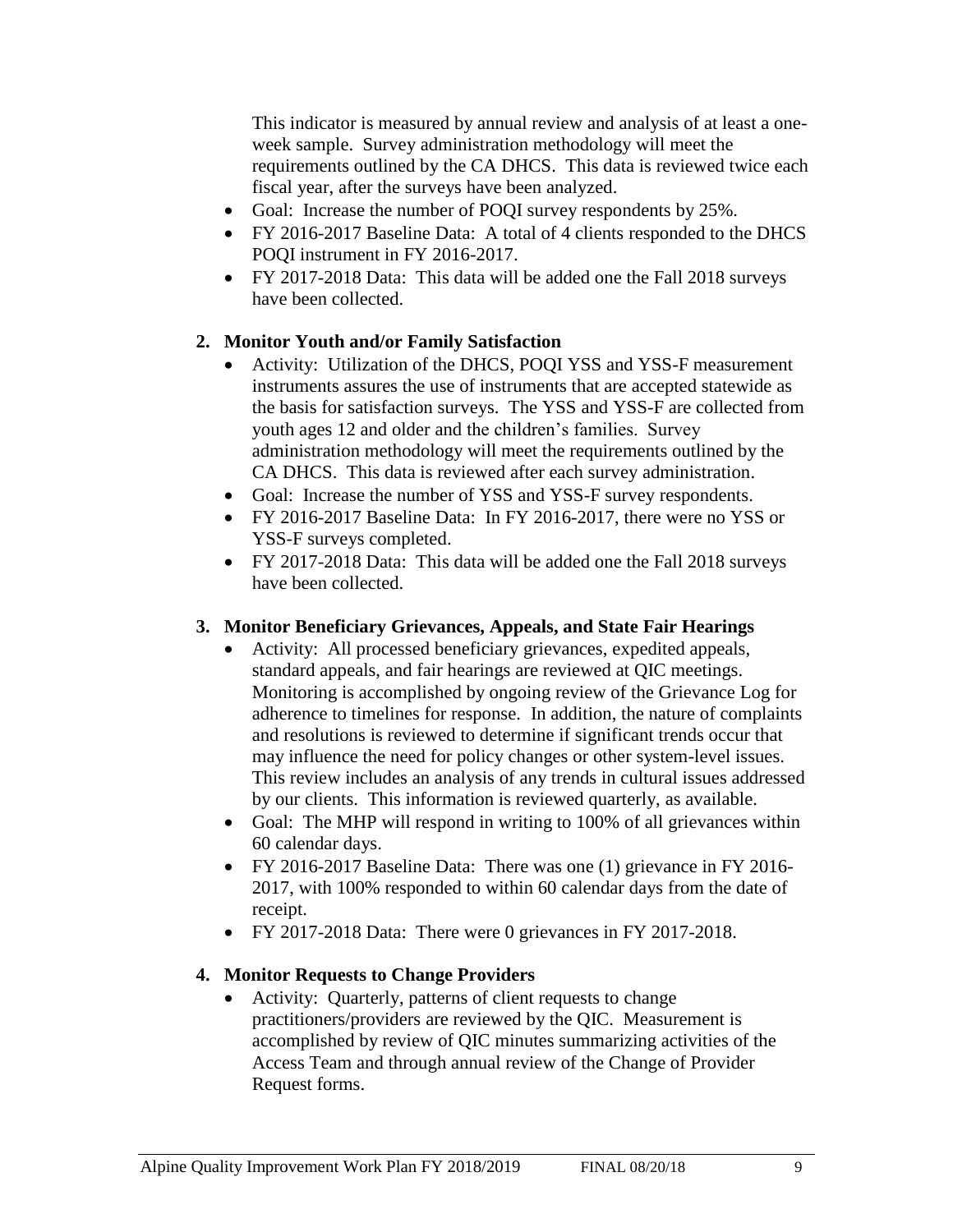This indicator is measured by annual review and analysis of at least a one-week sample. Survey administration methodology will meet the requirements outlined by the CA DHCS. This data is reviewed twice each fiscal year, after the surveys have been analyzed.

- Goal: Increase the number of POQI survey respondents by 25%.
- FY 2016-2017 Baseline Data: A total of 4 clients responded to the DHCS POQI instrument in FY 2016-2017.
- FY 2017-2018 Data: This data will be added one the Fall 2018 surveys have been collected.

**2. Monitor Youth and/or Family Satisfaction**

- Activity: Utilization of the DHCS, POQI YSS and YSS-F measurement instruments assures the use of instruments that are accepted statewide as the basis for satisfaction surveys. The YSS and YSS-F are collected from youth ages 12 and older and the children's families. Survey administration methodology will meet the requirements outlined by the CA DHCS. This data is reviewed after each survey administration.
- Goal: Increase the number of YSS and YSS-F survey respondents.
- FY 2016-2017 Baseline Data: In FY 2016-2017, there were no YSS or YSS-F surveys completed.
- FY 2017-2018 Data: This data will be added one the Fall 2018 surveys have been collected.

**3. Monitor Beneficiary Grievances, Appeals, and State Fair Hearings**

- Activity: All processed beneficiary grievances, expedited appeals, standard appeals, and fair hearings are reviewed at QIC meetings. Monitoring is accomplished by ongoing review of the Grievance Log for adherence to timelines for response. In addition, the nature of complaints and resolutions is reviewed to determine if significant trends occur that may influence the need for policy changes or other system-level issues. This review includes an analysis of any trends in cultural issues addressed by our clients. This information is reviewed quarterly, as available.
- Goal: The MHP will respond in writing to 100% of all grievances within 60 calendar days.
- FY 2016-2017 Baseline Data: There was one (1) grievance in FY 2016-2017, with 100% responded to within 60 calendar days from the date of receipt.
- FY 2017-2018 Data: There were 0 grievances in FY 2017-2018.

**4. Monitor Requests to Change Providers**

- Activity: Quarterly, patterns of client requests to change practitioners/providers are reviewed by the QIC. Measurement is accomplished by review of QIC minutes summarizing activities of the Access Team and through annual review of the Change of Provider Request forms.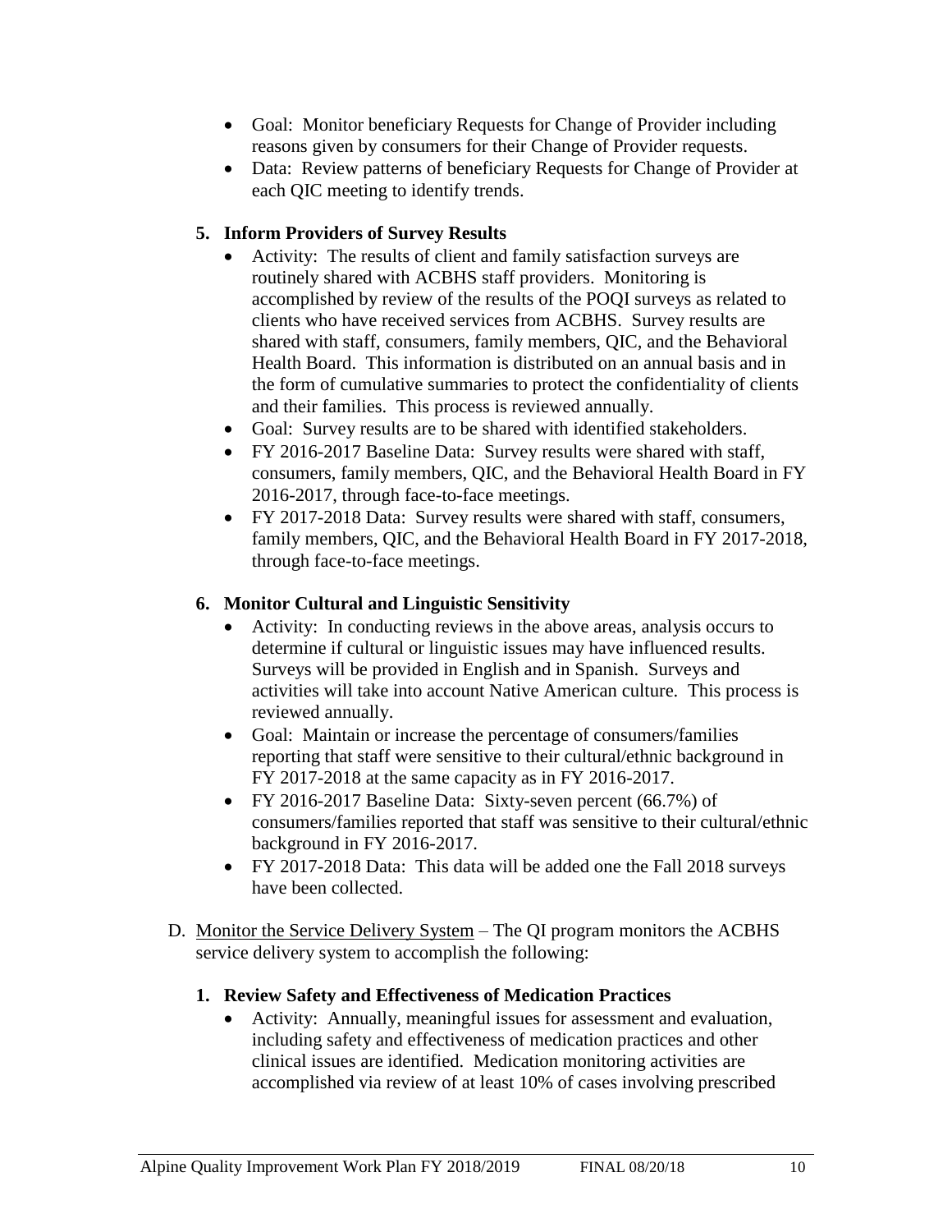- Goal: Monitor beneficiary Requests for Change of Provider including reasons given by consumers for their Change of Provider requests.
- Data: Review patterns of beneficiary Requests for Change of Provider at each QIC meeting to identify trends.

**5. Inform Providers of Survey Results**

- Activity: The results of client and family satisfaction surveys are routinely shared with ACBHS staff providers. Monitoring is accomplished by review of the results of the POQI surveys as related to clients who have received services from ACBHS. Survey results are shared with staff, consumers, family members, QIC, and the Behavioral Health Board. This information is distributed on an annual basis and in the form of cumulative summaries to protect the confidentiality of clients and their families. This process is reviewed annually.
- Goal: Survey results are to be shared with identified stakeholders.
- FY 2016-2017 Baseline Data: Survey results were shared with staff, consumers, family members, QIC, and the Behavioral Health Board in FY 2016-2017, through face-to-face meetings.
- FY 2017-2018 Data: Survey results were shared with staff, consumers, family members, QIC, and the Behavioral Health Board in FY 2017-2018, through face-to-face meetings.

**6. Monitor Cultural and Linguistic Sensitivity**

- Activity: In conducting reviews in the above areas, analysis occurs to determine if cultural or linguistic issues may have influenced results. Surveys will be provided in English and in Spanish. Surveys and activities will take into account Native American culture. This process is reviewed annually.
- Goal: Maintain or increase the percentage of consumers/families reporting that staff were sensitive to their cultural/ethnic background in FY 2017-2018 at the same capacity as in FY 2016-2017.
- FY 2016-2017 Baseline Data: Sixty-seven percent (66.7%) of consumers/families reported that staff was sensitive to their cultural/ethnic background in FY 2016-2017.
- FY 2017-2018 Data: This data will be added one the Fall 2018 surveys have been collected.

D. Monitor the Service Delivery System – The QI program monitors the ACBHS service delivery system to accomplish the following:

**1. Review Safety and Effectiveness of Medication Practices**

- Activity: Annually, meaningful issues for assessment and evaluation, including safety and effectiveness of medication practices and other clinical issues are identified. Medication monitoring activities are accomplished via review of at least 10% of cases involving prescribed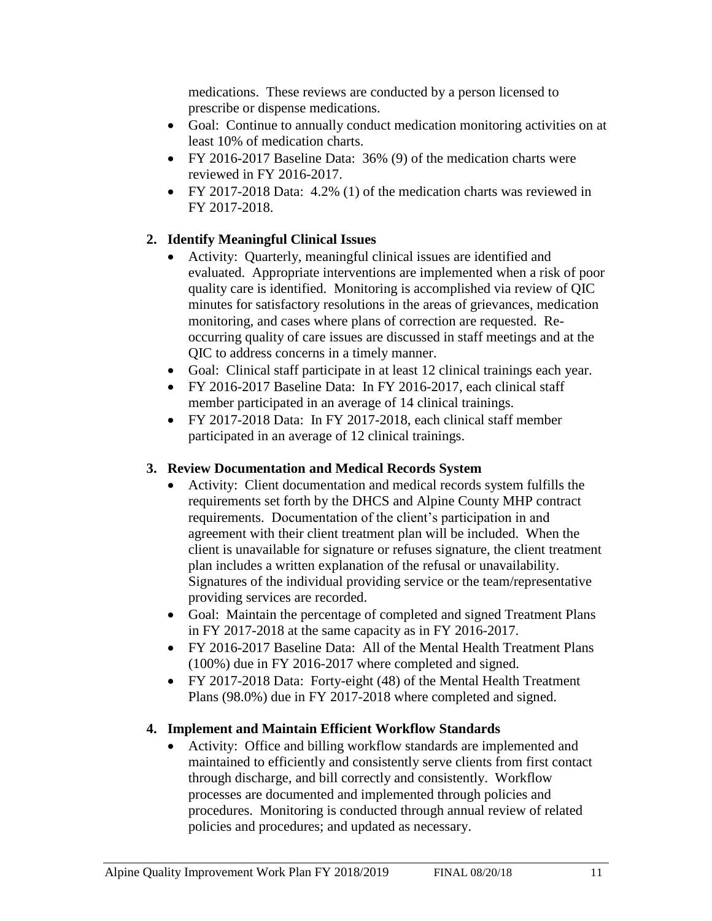medications. These reviews are conducted by a person licensed to prescribe or dispense medications.

- Goal: Continue to annually conduct medication monitoring activities on at least 10% of medication charts.
- FY 2016-2017 Baseline Data: 36% (9) of the medication charts were reviewed in FY 2016-2017.
- FY 2017-2018 Data: 4.2% (1) of the medication charts was reviewed in FY 2017-2018.

2. **Identify Meaningful Clinical Issues**
   - Activity: Quarterly, meaningful clinical issues are identified and evaluated. Appropriate interventions are implemented when a risk of poor quality care is identified. Monitoring is accomplished via review of QIC minutes for satisfactory resolutions in the areas of grievances, medication monitoring, and cases where plans of correction are requested. Re-occurring quality of care issues are discussed in staff meetings and at the QIC to address concerns in a timely manner.
   - Goal: Clinical staff participate in at least 12 clinical trainings each year.
   - FY 2016-2017 Baseline Data: In FY 2016-2017, each clinical staff member participated in an average of 14 clinical trainings.
   - FY 2017-2018 Data: In FY 2017-2018, each clinical staff member participated in an average of 12 clinical trainings.

3. **Review Documentation and Medical Records System**
   - Activity: Client documentation and medical records system fulfills the requirements set forth by the DHCS and Alpine County MHP contract requirements. Documentation of the client's participation in and agreement with their client treatment plan will be included. When the client is unavailable for signature or refuses signature, the client treatment plan includes a written explanation of the refusal or unavailability. Signatures of the individual providing service or the team/representative providing services are recorded.
   - Goal: Maintain the percentage of completed and signed Treatment Plans in FY 2017-2018 at the same capacity as in FY 2016-2017.
   - FY 2016-2017 Baseline Data: All of the Mental Health Treatment Plans (100%) due in FY 2016-2017 where completed and signed.
   - FY 2017-2018 Data: Forty-eight (48) of the Mental Health Treatment Plans (98.0%) due in FY 2017-2018 where completed and signed.

4. **Implement and Maintain Efficient Workflow Standards**
   - Activity: Office and billing workflow standards are implemented and maintained to efficiently and consistently serve clients from first contact through discharge, and bill correctly and consistently. Workflow processes are documented and implemented through policies and procedures. Monitoring is conducted through annual review of related policies and procedures; and updated as necessary.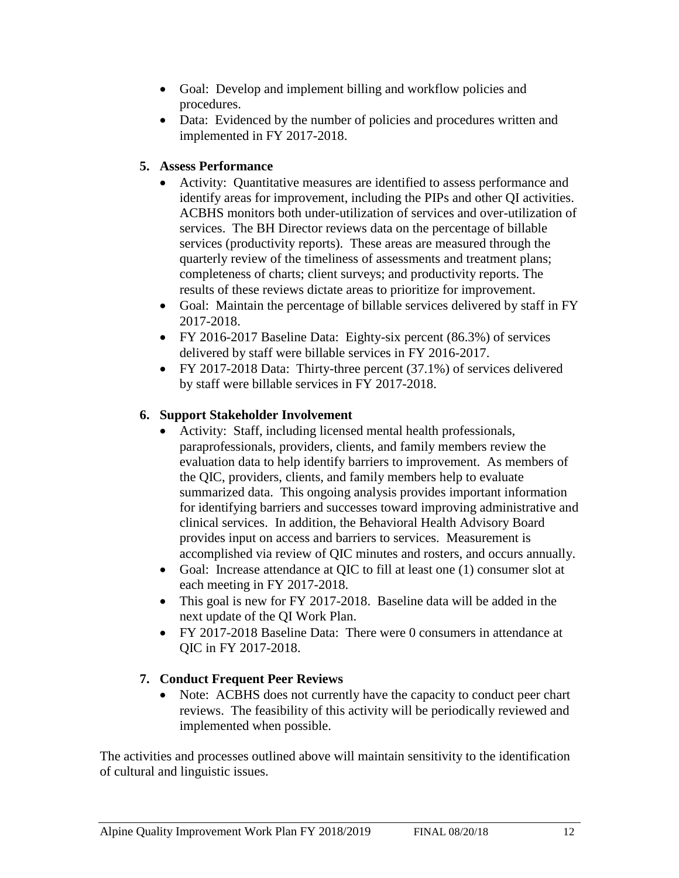- Goal: Develop and implement billing and workflow policies and procedures.
- Data: Evidenced by the number of policies and procedures written and implemented in FY 2017-2018.

5. **Assess Performance**
   - Activity: Quantitative measures are identified to assess performance and identify areas for improvement, including the PIPs and other QI activities. ACBHS monitors both under-utilization of services and over-utilization of services. The BH Director reviews data on the percentage of billable services (productivity reports). These areas are measured through the quarterly review of the timeliness of assessments and treatment plans; completeness of charts; client surveys; and productivity reports. The results of these reviews dictate areas to prioritize for improvement.
   - Goal: Maintain the percentage of billable services delivered by staff in FY 2017-2018.
   - FY 2016-2017 Baseline Data: Eighty-six percent (86.3%) of services delivered by staff were billable services in FY 2016-2017.
   - FY 2017-2018 Data: Thirty-three percent (37.1%) of services delivered by staff were billable services in FY 2017-2018.

6. **Support Stakeholder Involvement**
   - Activity: Staff, including licensed mental health professionals, paraprofessionals, providers, clients, and family members review the evaluation data to help identify barriers to improvement. As members of the QIC, providers, clients, and family members help to evaluate summarized data. This ongoing analysis provides important information for identifying barriers and successes toward improving administrative and clinical services. In addition, the Behavioral Health Advisory Board provides input on access and barriers to services. Measurement is accomplished via review of QIC minutes and rosters, and occurs annually.
   - Goal: Increase attendance at QIC to fill at least one (1) consumer slot at each meeting in FY 2017-2018.
   - This goal is new for FY 2017-2018. Baseline data will be added in the next update of the QI Work Plan.
   - FY 2017-2018 Baseline Data: There were 0 consumers in attendance at QIC in FY 2017-2018.

7. **Conduct Frequent Peer Reviews**
   - Note: ACBHS does not currently have the capacity to conduct peer chart reviews. The feasibility of this activity will be periodically reviewed and implemented when possible.

The activities and processes outlined above will maintain sensitivity to the identification of cultural and linguistic issues.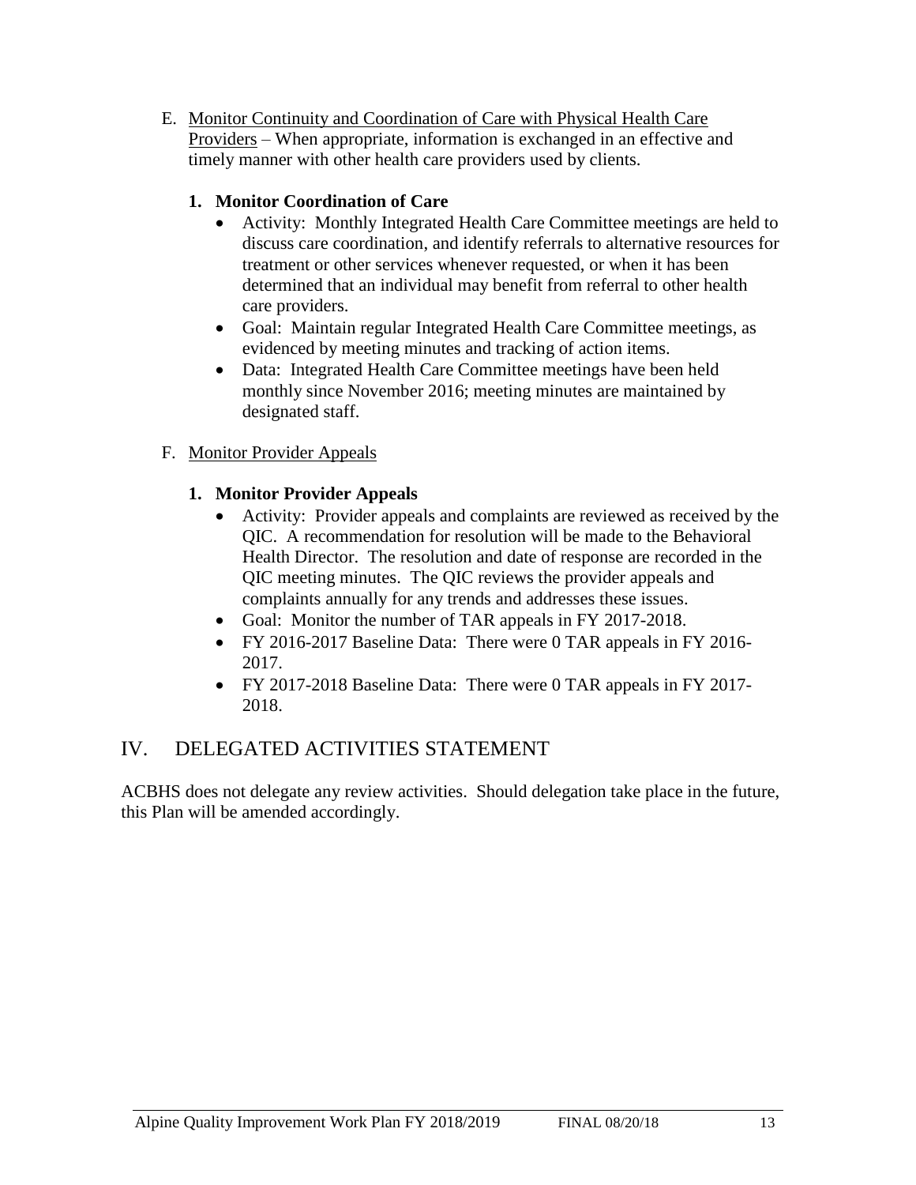E. Monitor Continuity and Coordination of Care with Physical Health Care Providers – When appropriate, information is exchanged in an effective and timely manner with other health care providers used by clients.

**1. Monitor Coordination of Care**

- Activity: Monthly Integrated Health Care Committee meetings are held to discuss care coordination, and identify referrals to alternative resources for treatment or other services whenever requested, or when it has been determined that an individual may benefit from referral to other health care providers.
- Goal: Maintain regular Integrated Health Care Committee meetings, as evidenced by meeting minutes and tracking of action items.
- Data: Integrated Health Care Committee meetings have been held monthly since November 2016; meeting minutes are maintained by designated staff.

F. Monitor Provider Appeals

**1. Monitor Provider Appeals**

- Activity: Provider appeals and complaints are reviewed as received by the QIC. A recommendation for resolution will be made to the Behavioral Health Director. The resolution and date of response are recorded in the QIC meeting minutes. The QIC reviews the provider appeals and complaints annually for any trends and addresses these issues.
- Goal: Monitor the number of TAR appeals in FY 2017-2018.
- FY 2016-2017 Baseline Data: There were 0 TAR appeals in FY 2016-2017.
- FY 2017-2018 Baseline Data: There were 0 TAR appeals in FY 2017-2018.

## IV. DELEGATED ACTIVITIES STATEMENT

ACBHS does not delegate any review activities. Should delegation take place in the future, this Plan will be amended accordingly.